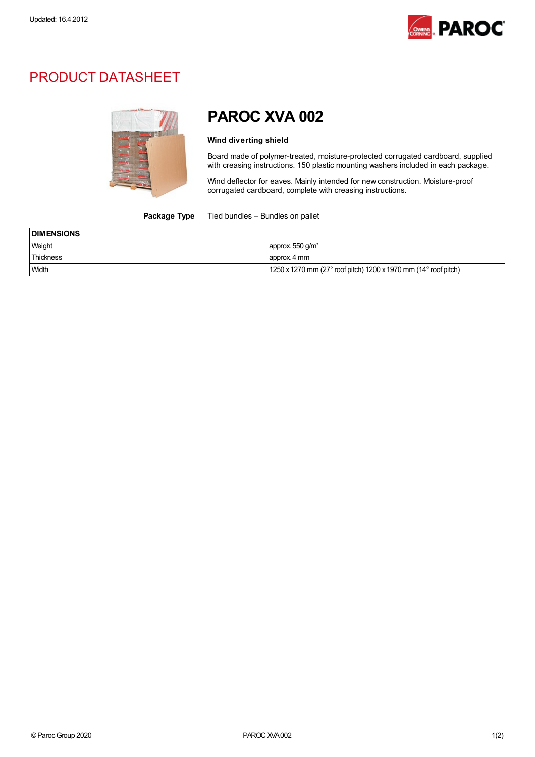Updated: 16.4.2012

# PRODUCT DATASHEET

## PAROC XVA 002

**Wind diverting shield**

Board made of polymer-treated, moisture-protected corrugated cardboard, supplied with creasing instructions. 150 plastic mounting washers included in each package.

Wind deflector for eaves. Mainly intended for new construction. Moisture-proof corrugated cardboard, complete with creasing instructions.

**Package Type** Tied bundles – Bundles on pallet

| DIMENSIONS | |
|---|---|
| Weight | approx. 550 g/m² |
| Thickness | approx. 4 mm |
| Width | 1250 x 1270 mm (27° roof pitch) 1200 x 1970 mm (14° roof pitch) |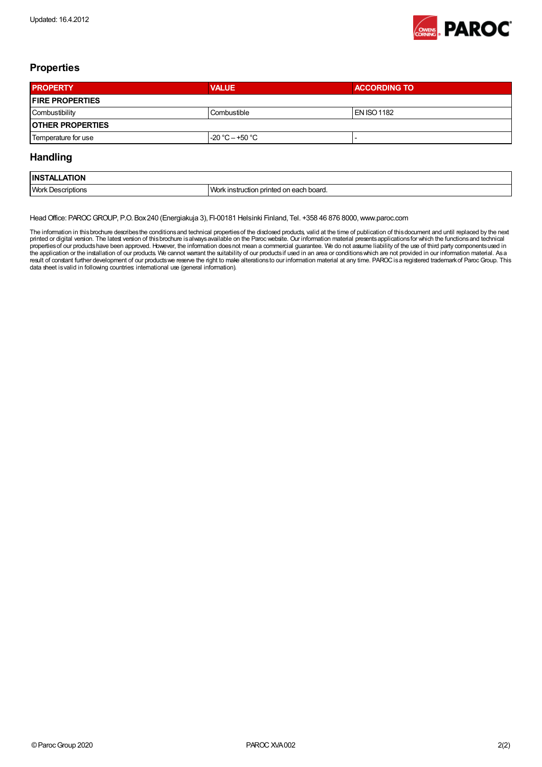Updated: 16.4.2012

## Properties

| PROPERTY | VALUE | ACCORDING TO |
|---|---|---|
| **FIRE PROPERTIES** | | |
| Combustibility | Combustible | EN ISO 1182 |
| **OTHER PROPERTIES** | | |
| Temperature for use | -20 °C – +50 °C | - |

## Handling

| **INSTALLATION** | |
|---|---|
| Work Descriptions | Work instruction printed on each board. |

Head Office: PAROC GROUP, P.O. Box 240 (Energiakuja 3), FI-00181 Helsinki Finland, Tel. +358 46 876 8000, www.paroc.com

The information in this brochure describes the conditions and technical properties of the disclosed products, valid at the time of publication of this document and until replaced by the next printed or digital version. The latest version of this brochure is always available on the Paroc website. Our information material presents applications for which the functions and technical properties of our products have been approved. However, the information does not mean a commercial guarantee. We do not assume liability of the use of third party components used in the application or the installation of our products. We cannot warrant the suitability of our products if used in an area or conditions which are not provided in our information material. As a result of constant further development of our products we reserve the right to make alterations to our information material at any time. PAROC is a registered trademark of Paroc Group. This data sheet is valid in following countries: international use (general information).

© Paroc Group 2020 PAROC XVA 002